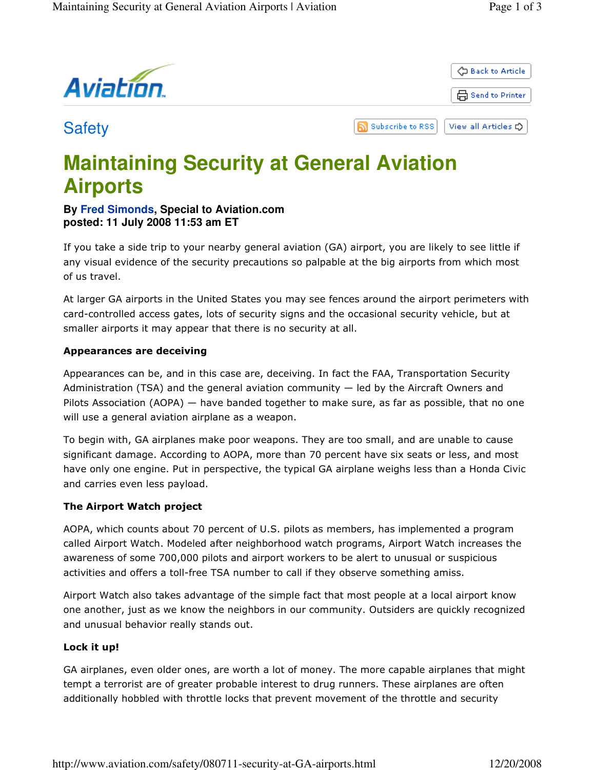Safety

# Maintaining Security at General Aviation Airports

**By Fred Simonds, Special to Aviation.com**
**posted: 11 July 2008 11:53 am ET**

If you take a side trip to your nearby general aviation (GA) airport, you are likely to see little if any visual evidence of the security precautions so palpable at the big airports from which most of us travel.

At larger GA airports in the United States you may see fences around the airport perimeters with card-controlled access gates, lots of security signs and the occasional security vehicle, but at smaller airports it may appear that there is no security at all.

**Appearances are deceiving**

Appearances can be, and in this case are, deceiving. In fact the FAA, Transportation Security Administration (TSA) and the general aviation community — led by the Aircraft Owners and Pilots Association (AOPA) — have banded together to make sure, as far as possible, that no one will use a general aviation airplane as a weapon.

To begin with, GA airplanes make poor weapons. They are too small, and are unable to cause significant damage. According to AOPA, more than 70 percent have six seats or less, and most have only one engine. Put in perspective, the typical GA airplane weighs less than a Honda Civic and carries even less payload.

**The Airport Watch project**

AOPA, which counts about 70 percent of U.S. pilots as members, has implemented a program called Airport Watch. Modeled after neighborhood watch programs, Airport Watch increases the awareness of some 700,000 pilots and airport workers to be alert to unusual or suspicious activities and offers a toll-free TSA number to call if they observe something amiss.

Airport Watch also takes advantage of the simple fact that most people at a local airport know one another, just as we know the neighbors in our community. Outsiders are quickly recognized and unusual behavior really stands out.

**Lock it up!**

GA airplanes, even older ones, are worth a lot of money. The more capable airplanes that might tempt a terrorist are of greater probable interest to drug runners. These airplanes are often additionally hobbled with throttle locks that prevent movement of the throttle and security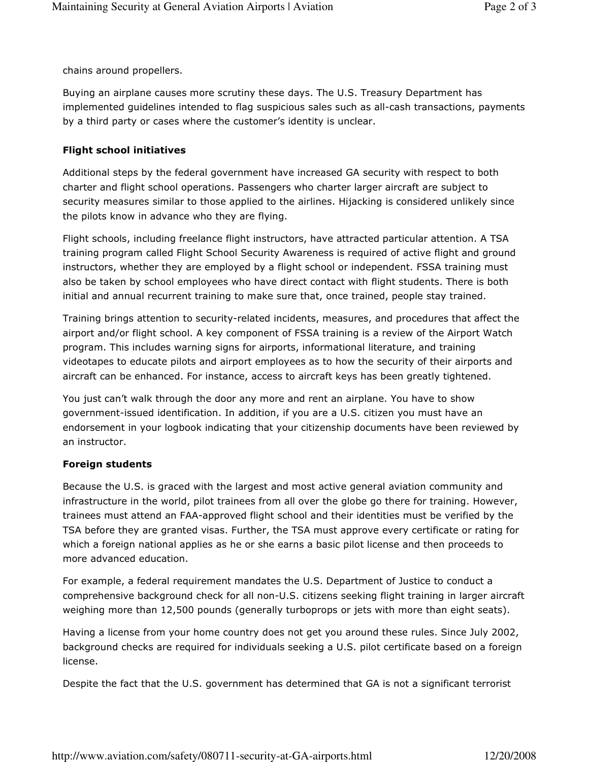chains around propellers.

Buying an airplane causes more scrutiny these days. The U.S. Treasury Department has implemented guidelines intended to flag suspicious sales such as all-cash transactions, payments by a third party or cases where the customer's identity is unclear.

### Flight school initiatives

Additional steps by the federal government have increased GA security with respect to both charter and flight school operations. Passengers who charter larger aircraft are subject to security measures similar to those applied to the airlines. Hijacking is considered unlikely since the pilots know in advance who they are flying.

Flight schools, including freelance flight instructors, have attracted particular attention. A TSA training program called Flight School Security Awareness is required of active flight and ground instructors, whether they are employed by a flight school or independent. FSSA training must also be taken by school employees who have direct contact with flight students. There is both initial and annual recurrent training to make sure that, once trained, people stay trained.

Training brings attention to security-related incidents, measures, and procedures that affect the airport and/or flight school. A key component of FSSA training is a review of the Airport Watch program. This includes warning signs for airports, informational literature, and training videotapes to educate pilots and airport employees as to how the security of their airports and aircraft can be enhanced. For instance, access to aircraft keys has been greatly tightened.

You just can't walk through the door any more and rent an airplane. You have to show government-issued identification. In addition, if you are a U.S. citizen you must have an endorsement in your logbook indicating that your citizenship documents have been reviewed by an instructor.

### Foreign students

Because the U.S. is graced with the largest and most active general aviation community and infrastructure in the world, pilot trainees from all over the globe go there for training. However, trainees must attend an FAA-approved flight school and their identities must be verified by the TSA before they are granted visas. Further, the TSA must approve every certificate or rating for which a foreign national applies as he or she earns a basic pilot license and then proceeds to more advanced education.

For example, a federal requirement mandates the U.S. Department of Justice to conduct a comprehensive background check for all non-U.S. citizens seeking flight training in larger aircraft weighing more than 12,500 pounds (generally turboprops or jets with more than eight seats).

Having a license from your home country does not get you around these rules. Since July 2002, background checks are required for individuals seeking a U.S. pilot certificate based on a foreign license.

Despite the fact that the U.S. government has determined that GA is not a significant terrorist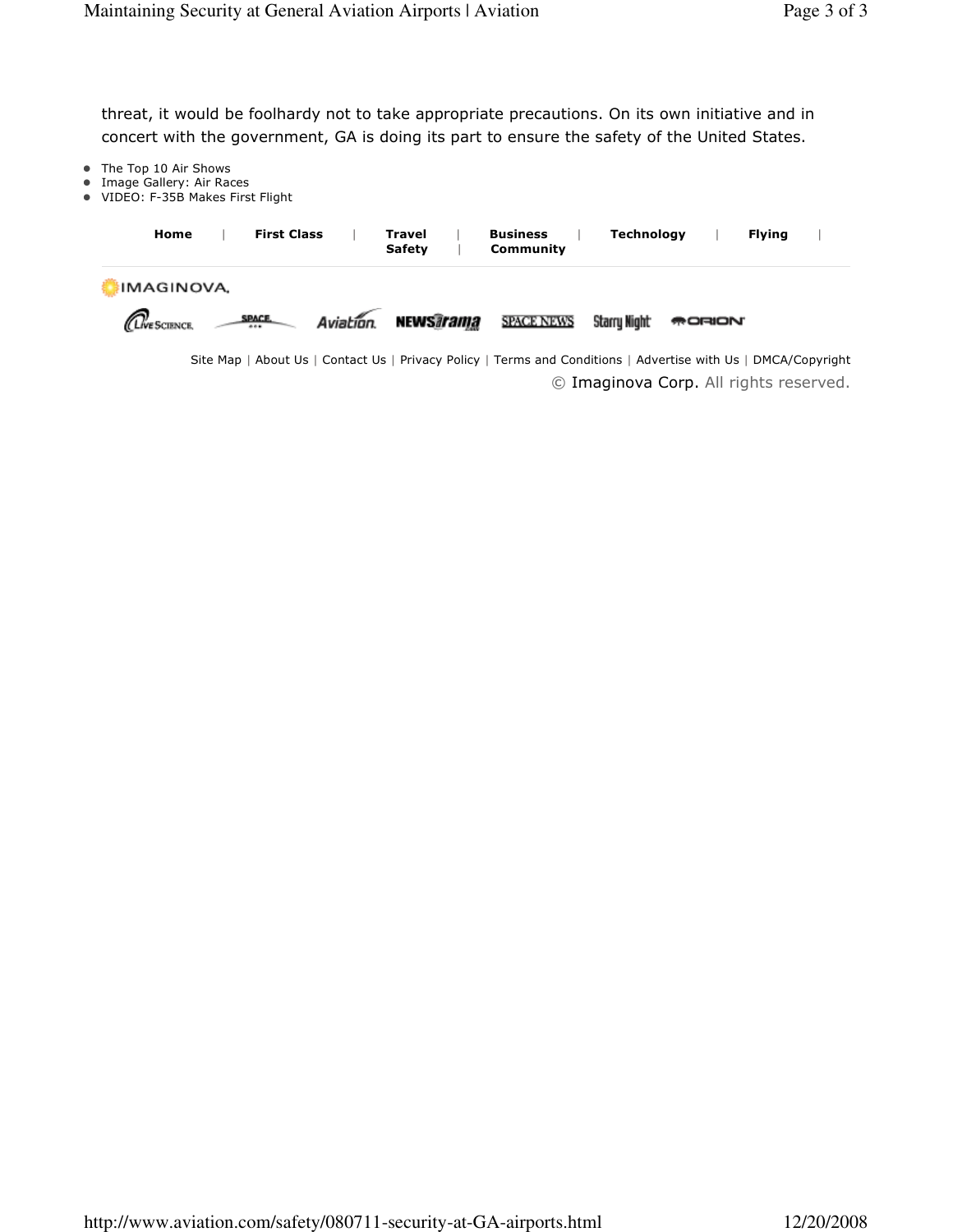threat, it would be foolhardy not to take appropriate precautions. On its own initiative and in concert with the government, GA is doing its part to ensure the safety of the United States.

- The Top 10 Air Shows
- Image Gallery: Air Races
- VIDEO: F-35B Makes First Flight

**Home** | **First Class** | **Travel Safety** | **Business Community** | **Technology** | **Flying** |

IMAGINOVA

LiveScience | SPACE | Aviation | NEWSarama | SPACE NEWS | Starry Night | ORION

Site Map | About Us | Contact Us | Privacy Policy | Terms and Conditions | Advertise with Us | DMCA/Copyright

© Imaginova Corp. All rights reserved.